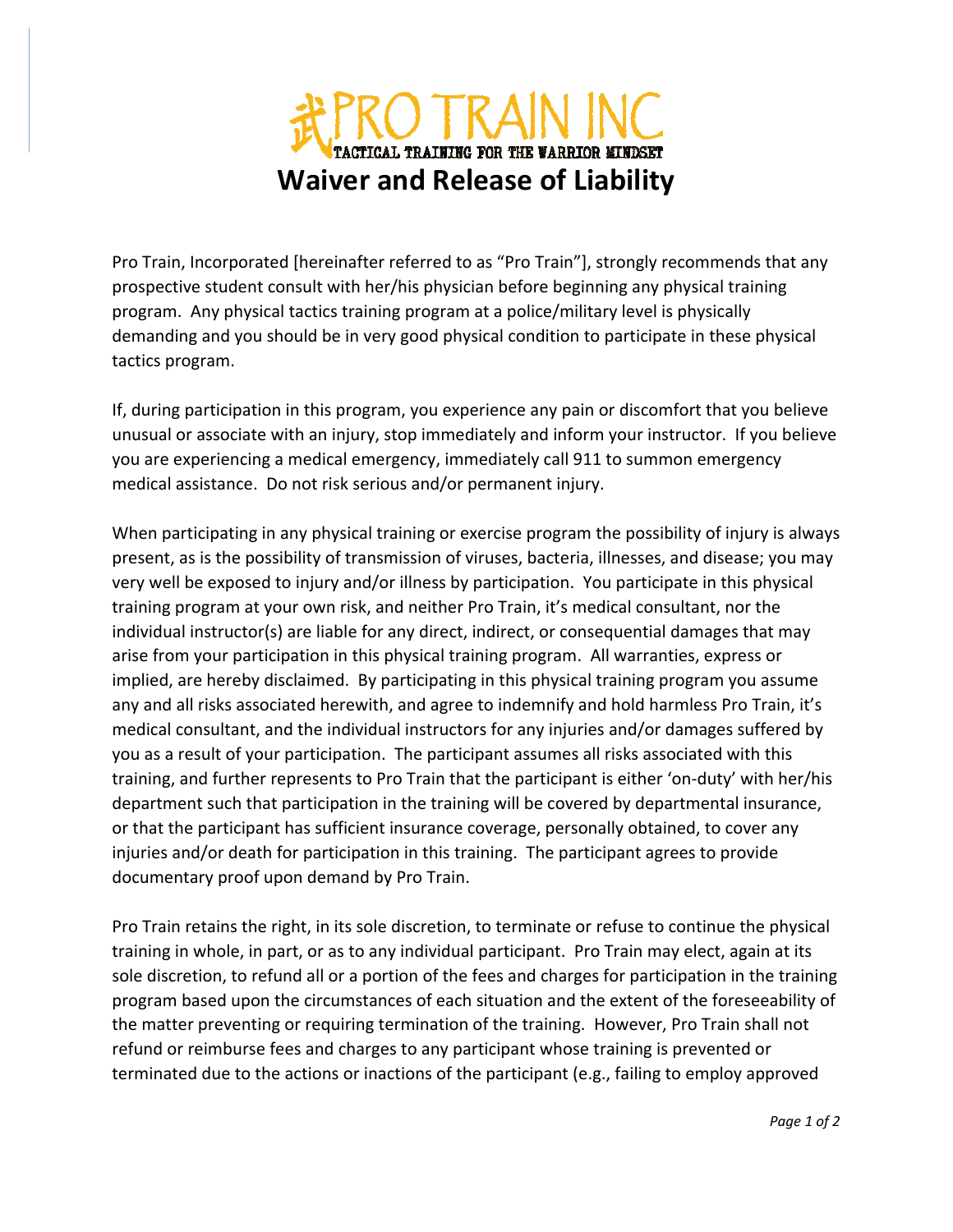# PRO TRAIN INC

TACTICAL TRAINING FOR THE WARRIOR MINDSET

# Waiver and Release of Liability

Pro Train, Incorporated [hereinafter referred to as "Pro Train"], strongly recommends that any prospective student consult with her/his physician before beginning any physical training program. Any physical tactics training program at a police/military level is physically demanding and you should be in very good physical condition to participate in these physical tactics program.

If, during participation in this program, you experience any pain or discomfort that you believe unusual or associate with an injury, stop immediately and inform your instructor. If you believe you are experiencing a medical emergency, immediately call 911 to summon emergency medical assistance. Do not risk serious and/or permanent injury.

When participating in any physical training or exercise program the possibility of injury is always present, as is the possibility of transmission of viruses, bacteria, illnesses, and disease; you may very well be exposed to injury and/or illness by participation. You participate in this physical training program at your own risk, and neither Pro Train, it's medical consultant, nor the individual instructor(s) are liable for any direct, indirect, or consequential damages that may arise from your participation in this physical training program. All warranties, express or implied, are hereby disclaimed. By participating in this physical training program you assume any and all risks associated herewith, and agree to indemnify and hold harmless Pro Train, it's medical consultant, and the individual instructors for any injuries and/or damages suffered by you as a result of your participation. The participant assumes all risks associated with this training, and further represents to Pro Train that the participant is either 'on-duty' with her/his department such that participation in the training will be covered by departmental insurance, or that the participant has sufficient insurance coverage, personally obtained, to cover any injuries and/or death for participation in this training. The participant agrees to provide documentary proof upon demand by Pro Train.

Pro Train retains the right, in its sole discretion, to terminate or refuse to continue the physical training in whole, in part, or as to any individual participant. Pro Train may elect, again at its sole discretion, to refund all or a portion of the fees and charges for participation in the training program based upon the circumstances of each situation and the extent of the foreseeability of the matter preventing or requiring termination of the training. However, Pro Train shall not refund or reimburse fees and charges to any participant whose training is prevented or terminated due to the actions or inactions of the participant (e.g., failing to employ approved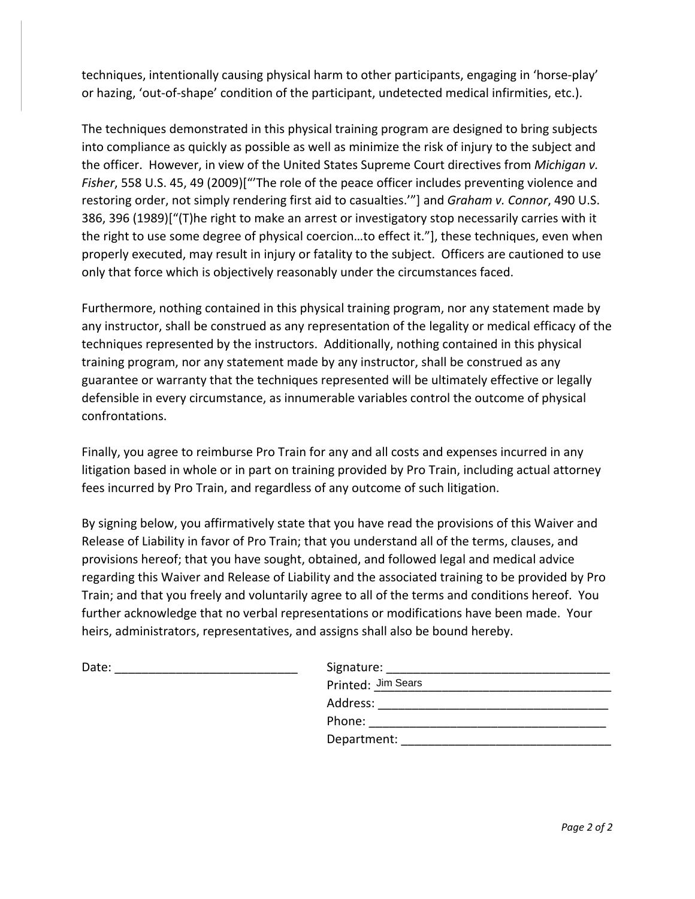techniques, intentionally causing physical harm to other participants, engaging in 'horse-play' or hazing, 'out-of-shape' condition of the participant, undetected medical infirmities, etc.).

The techniques demonstrated in this physical training program are designed to bring subjects into compliance as quickly as possible as well as minimize the risk of injury to the subject and the officer. However, in view of the United States Supreme Court directives from *Michigan v. Fisher*, 558 U.S. 45, 49 (2009)["'The role of the peace officer includes preventing violence and restoring order, not simply rendering first aid to casualties.'"] and *Graham v. Connor*, 490 U.S. 386, 396 (1989)["(T)he right to make an arrest or investigatory stop necessarily carries with it the right to use some degree of physical coercion…to effect it."], these techniques, even when properly executed, may result in injury or fatality to the subject. Officers are cautioned to use only that force which is objectively reasonably under the circumstances faced.

Furthermore, nothing contained in this physical training program, nor any statement made by any instructor, shall be construed as any representation of the legality or medical efficacy of the techniques represented by the instructors. Additionally, nothing contained in this physical training program, nor any statement made by any instructor, shall be construed as any guarantee or warranty that the techniques represented will be ultimately effective or legally defensible in every circumstance, as innumerable variables control the outcome of physical confrontations.

Finally, you agree to reimburse Pro Train for any and all costs and expenses incurred in any litigation based in whole or in part on training provided by Pro Train, including actual attorney fees incurred by Pro Train, and regardless of any outcome of such litigation.

By signing below, you affirmatively state that you have read the provisions of this Waiver and Release of Liability in favor of Pro Train; that you understand all of the terms, clauses, and provisions hereof; that you have sought, obtained, and followed legal and medical advice regarding this Waiver and Release of Liability and the associated training to be provided by Pro Train; and that you freely and voluntarily agree to all of the terms and conditions hereof. You further acknowledge that no verbal representations or modifications have been made. Your heirs, administrators, representatives, and assigns shall also be bound hereby.

Date: ___________________________

Signature: _________________________________

Printed: Jim Sears

Address: _________________________________

Phone: __________________________________

Department: ______________________________